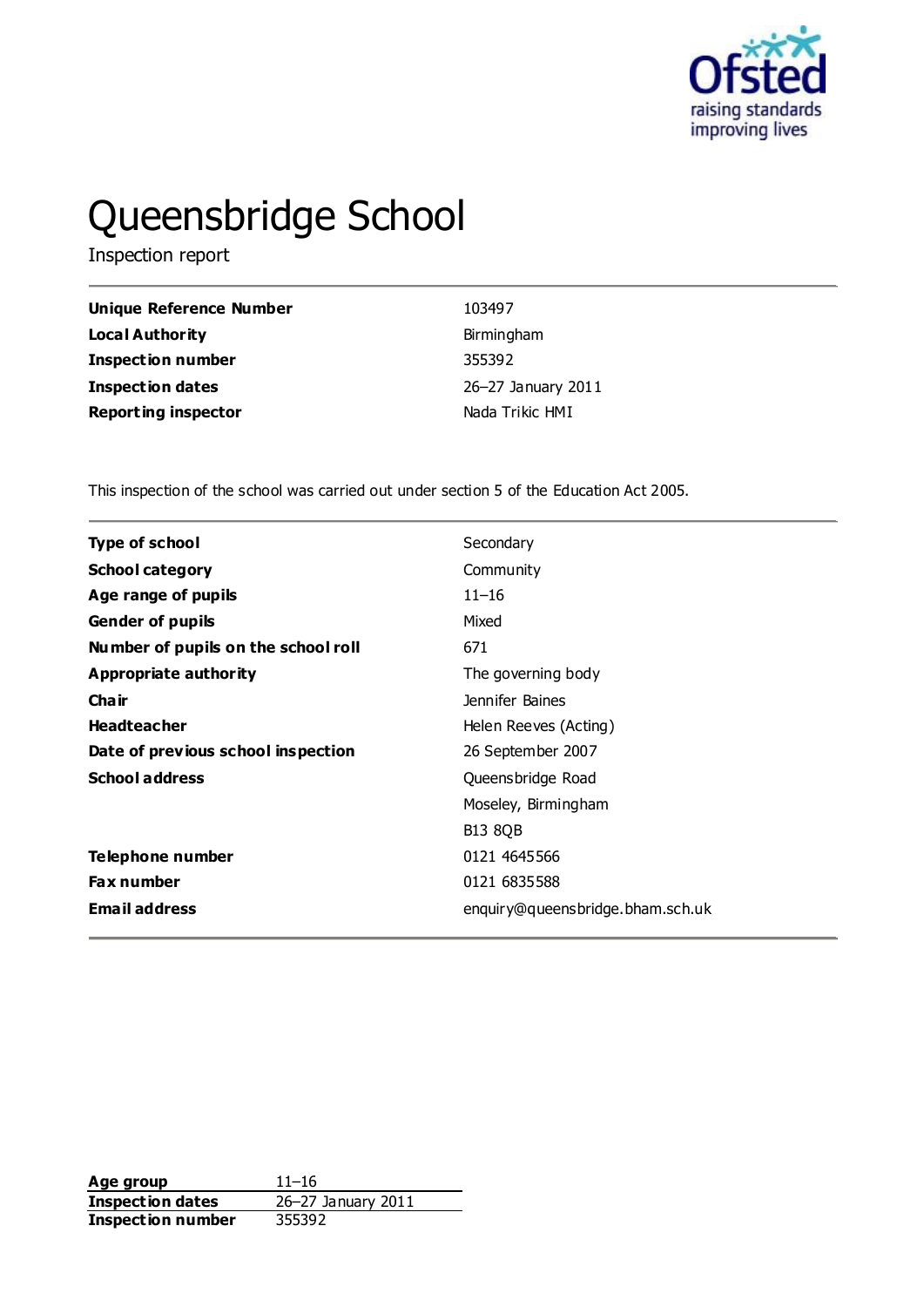# Queensbridge School

Inspection report

| | |
|---|---|
| **Unique Reference Number** | 103497 |
| **Local Authority** | Birmingham |
| **Inspection number** | 355392 |
| **Inspection dates** | 26–27 January 2011 |
| **Reporting inspector** | Nada Trikic HMI |

This inspection of the school was carried out under section 5 of the Education Act 2005.

| | |
|---|---|
| **Type of school** | Secondary |
| **School category** | Community |
| **Age range of pupils** | 11–16 |
| **Gender of pupils** | Mixed |
| **Number of pupils on the school roll** | 671 |
| **Appropriate authority** | The governing body |
| **Chair** | Jennifer Baines |
| **Headteacher** | Helen Reeves (Acting) |
| **Date of previous school inspection** | 26 September 2007 |
| **School address** | Queensbridge Road<br>Moseley, Birmingham<br>B13 8QB |
| **Telephone number** | 0121 4645566 |
| **Fax number** | 0121 6835588 |
| **Email address** | enquiry@queensbridge.bham.sch.uk |

| | |
|---|---|
| **Age group** | 11–16 |
| **Inspection dates** | 26–27 January 2011 |
| **Inspection number** | 355392 |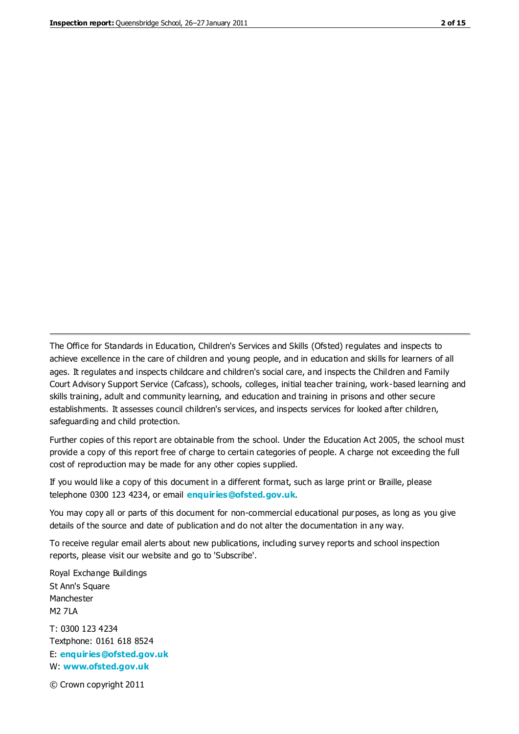The Office for Standards in Education, Children's Services and Skills (Ofsted) regulates and inspects to achieve excellence in the care of children and young people, and in education and skills for learners of all ages. It regulates and inspects childcare and children's social care, and inspects the Children and Family Court Advisory Support Service (Cafcass), schools, colleges, initial teacher training, work-based learning and skills training, adult and community learning, and education and training in prisons and other secure establishments. It assesses council children's services, and inspects services for looked after children, safeguarding and child protection.

Further copies of this report are obtainable from the school. Under the Education Act 2005, the school must provide a copy of this report free of charge to certain categories of people. A charge not exceeding the full cost of reproduction may be made for any other copies supplied.

If you would like a copy of this document in a different format, such as large print or Braille, please telephone 0300 123 4234, or email **enquiries@ofsted.gov.uk**.

You may copy all or parts of this document for non-commercial educational purposes, as long as you give details of the source and date of publication and do not alter the documentation in any way.

To receive regular email alerts about new publications, including survey reports and school inspection reports, please visit our website and go to 'Subscribe'.

Royal Exchange Buildings
St Ann's Square
Manchester
M2 7LA

T: 0300 123 4234
Textphone: 0161 618 8524
E: **enquiries@ofsted.gov.uk**
W: **www.ofsted.gov.uk**

© Crown copyright 2011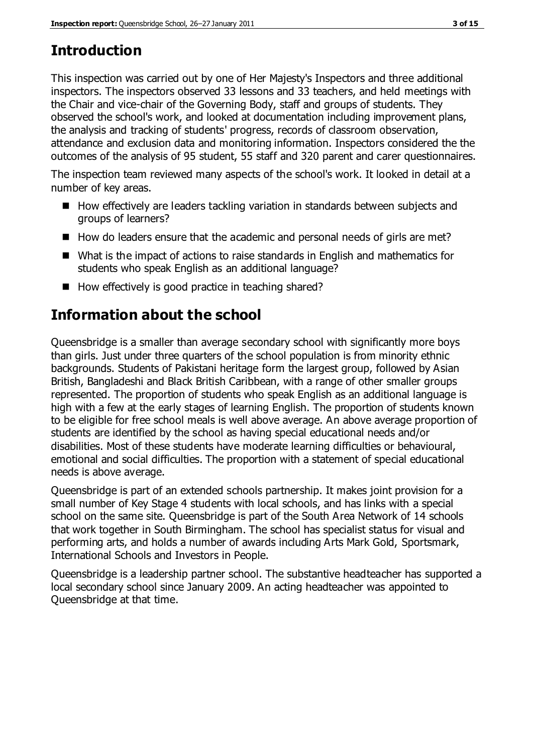# Introduction

This inspection was carried out by one of Her Majesty's Inspectors and three additional inspectors. The inspectors observed 33 lessons and 33 teachers, and held meetings with the Chair and vice-chair of the Governing Body, staff and groups of students. They observed the school's work, and looked at documentation including improvement plans, the analysis and tracking of students' progress, records of classroom observation, attendance and exclusion data and monitoring information. Inspectors considered the the outcomes of the analysis of 95 student, 55 staff and 320 parent and carer questionnaires.

The inspection team reviewed many aspects of the school's work. It looked in detail at a number of key areas.

- How effectively are leaders tackling variation in standards between subjects and groups of learners?
- How do leaders ensure that the academic and personal needs of girls are met?
- What is the impact of actions to raise standards in English and mathematics for students who speak English as an additional language?
- How effectively is good practice in teaching shared?

# Information about the school

Queensbridge is a smaller than average secondary school with significantly more boys than girls. Just under three quarters of the school population is from minority ethnic backgrounds. Students of Pakistani heritage form the largest group, followed by Asian British, Bangladeshi and Black British Caribbean, with a range of other smaller groups represented. The proportion of students who speak English as an additional language is high with a few at the early stages of learning English. The proportion of students known to be eligible for free school meals is well above average. An above average proportion of students are identified by the school as having special educational needs and/or disabilities. Most of these students have moderate learning difficulties or behavioural, emotional and social difficulties. The proportion with a statement of special educational needs is above average.

Queensbridge is part of an extended schools partnership. It makes joint provision for a small number of Key Stage 4 students with local schools, and has links with a special school on the same site. Queensbridge is part of the South Area Network of 14 schools that work together in South Birmingham. The school has specialist status for visual and performing arts, and holds a number of awards including Arts Mark Gold, Sportsmark, International Schools and Investors in People.

Queensbridge is a leadership partner school. The substantive headteacher has supported a local secondary school since January 2009. An acting headteacher was appointed to Queensbridge at that time.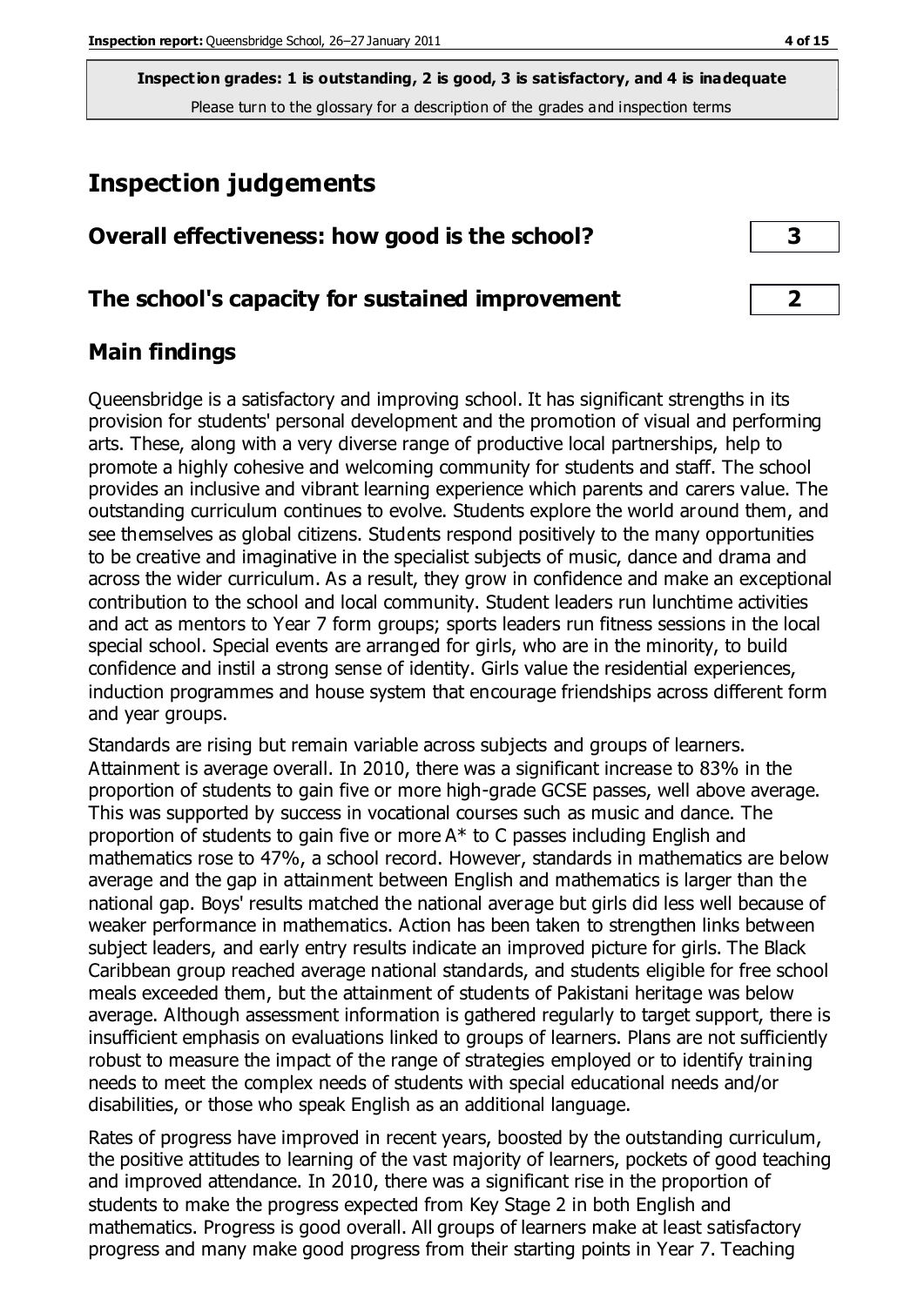**Inspection grades: 1 is outstanding, 2 is good, 3 is satisfactory, and 4 is inadequate**
Please turn to the glossary for a description of the grades and inspection terms

## Inspection judgements

| | |
|---|---|
| **Overall effectiveness: how good is the school?** | **3** |
| **The school's capacity for sustained improvement** | **2** |

### Main findings

Queensbridge is a satisfactory and improving school. It has significant strengths in its provision for students' personal development and the promotion of visual and performing arts. These, along with a very diverse range of productive local partnerships, help to promote a highly cohesive and welcoming community for students and staff. The school provides an inclusive and vibrant learning experience which parents and carers value. The outstanding curriculum continues to evolve. Students explore the world around them, and see themselves as global citizens. Students respond positively to the many opportunities to be creative and imaginative in the specialist subjects of music, dance and drama and across the wider curriculum. As a result, they grow in confidence and make an exceptional contribution to the school and local community. Student leaders run lunchtime activities and act as mentors to Year 7 form groups; sports leaders run fitness sessions in the local special school. Special events are arranged for girls, who are in the minority, to build confidence and instil a strong sense of identity. Girls value the residential experiences, induction programmes and house system that encourage friendships across different form and year groups.

Standards are rising but remain variable across subjects and groups of learners. Attainment is average overall. In 2010, there was a significant increase to 83% in the proportion of students to gain five or more high-grade GCSE passes, well above average. This was supported by success in vocational courses such as music and dance. The proportion of students to gain five or more A* to C passes including English and mathematics rose to 47%, a school record. However, standards in mathematics are below average and the gap in attainment between English and mathematics is larger than the national gap. Boys' results matched the national average but girls did less well because of weaker performance in mathematics. Action has been taken to strengthen links between subject leaders, and early entry results indicate an improved picture for girls. The Black Caribbean group reached average national standards, and students eligible for free school meals exceeded them, but the attainment of students of Pakistani heritage was below average. Although assessment information is gathered regularly to target support, there is insufficient emphasis on evaluations linked to groups of learners. Plans are not sufficiently robust to measure the impact of the range of strategies employed or to identify training needs to meet the complex needs of students with special educational needs and/or disabilities, or those who speak English as an additional language.

Rates of progress have improved in recent years, boosted by the outstanding curriculum, the positive attitudes to learning of the vast majority of learners, pockets of good teaching and improved attendance. In 2010, there was a significant rise in the proportion of students to make the progress expected from Key Stage 2 in both English and mathematics. Progress is good overall. All groups of learners make at least satisfactory progress and many make good progress from their starting points in Year 7. Teaching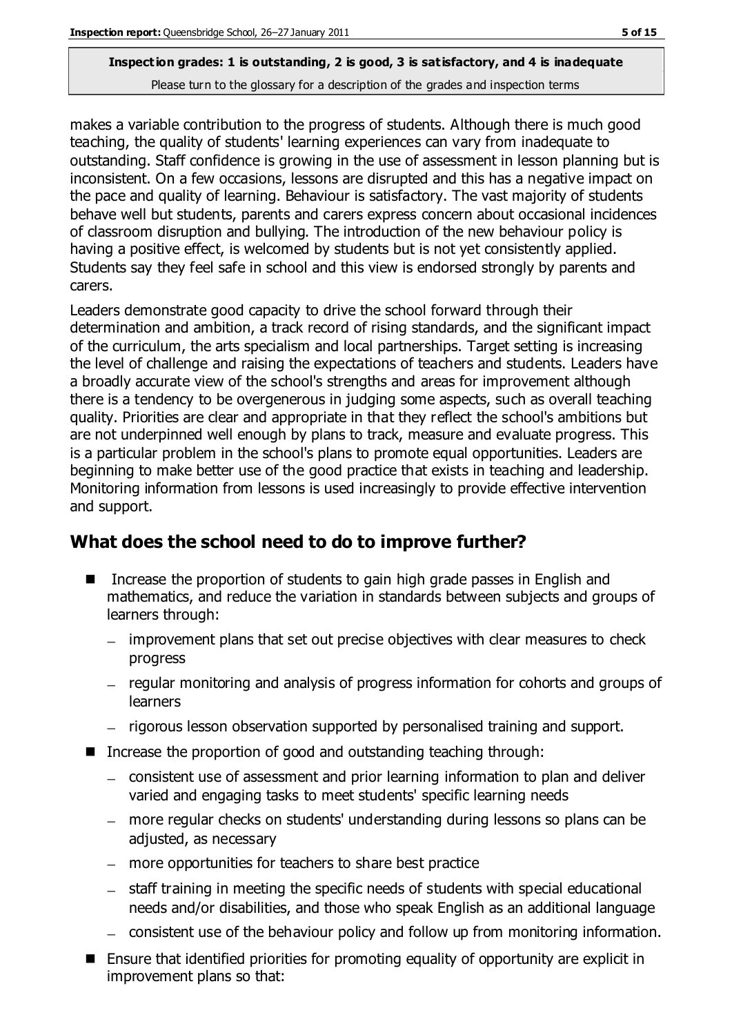makes a variable contribution to the progress of students. Although there is much good teaching, the quality of students' learning experiences can vary from inadequate to outstanding. Staff confidence is growing in the use of assessment in lesson planning but is inconsistent. On a few occasions, lessons are disrupted and this has a negative impact on the pace and quality of learning. Behaviour is satisfactory. The vast majority of students behave well but students, parents and carers express concern about occasional incidences of classroom disruption and bullying. The introduction of the new behaviour policy is having a positive effect, is welcomed by students but is not yet consistently applied. Students say they feel safe in school and this view is endorsed strongly by parents and carers.

Leaders demonstrate good capacity to drive the school forward through their determination and ambition, a track record of rising standards, and the significant impact of the curriculum, the arts specialism and local partnerships. Target setting is increasing the level of challenge and raising the expectations of teachers and students. Leaders have a broadly accurate view of the school's strengths and areas for improvement although there is a tendency to be overgenerous in judging some aspects, such as overall teaching quality. Priorities are clear and appropriate in that they reflect the school's ambitions but are not underpinned well enough by plans to track, measure and evaluate progress. This is a particular problem in the school's plans to promote equal opportunities. Leaders are beginning to make better use of the good practice that exists in teaching and leadership. Monitoring information from lessons is used increasingly to provide effective intervention and support.

## What does the school need to do to improve further?

- Increase the proportion of students to gain high grade passes in English and mathematics, and reduce the variation in standards between subjects and groups of learners through:
  - improvement plans that set out precise objectives with clear measures to check progress
  - regular monitoring and analysis of progress information for cohorts and groups of learners
  - rigorous lesson observation supported by personalised training and support.
- Increase the proportion of good and outstanding teaching through:
  - consistent use of assessment and prior learning information to plan and deliver varied and engaging tasks to meet students' specific learning needs
  - more regular checks on students' understanding during lessons so plans can be adjusted, as necessary
  - more opportunities for teachers to share best practice
  - staff training in meeting the specific needs of students with special educational needs and/or disabilities, and those who speak English as an additional language
  - consistent use of the behaviour policy and follow up from monitoring information.
- Ensure that identified priorities for promoting equality of opportunity are explicit in improvement plans so that: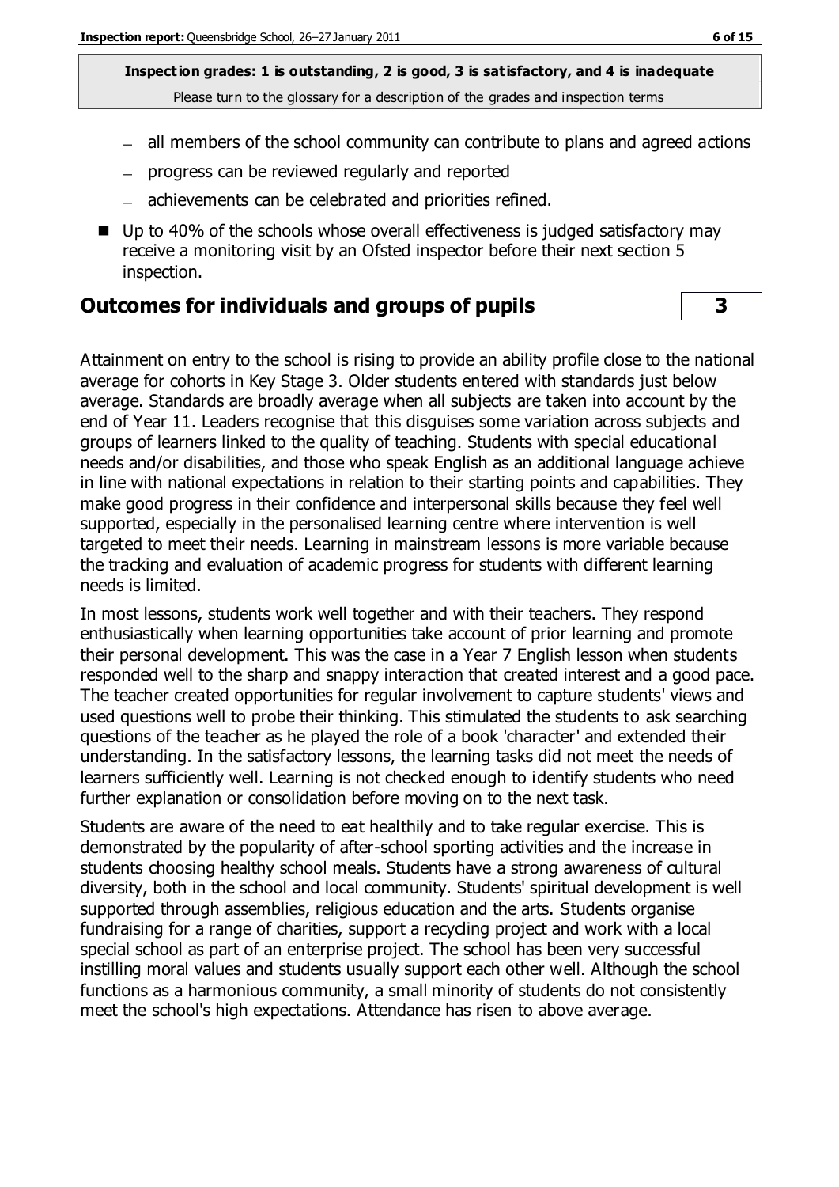**Inspection grades: 1 is outstanding, 2 is good, 3 is satisfactory, and 4 is inadequate**
Please turn to the glossary for a description of the grades and inspection terms

- all members of the school community can contribute to plans and agreed actions
- progress can be reviewed regularly and reported
- achievements can be celebrated and priorities refined.

- Up to 40% of the schools whose overall effectiveness is judged satisfactory may receive a monitoring visit by an Ofsted inspector before their next section 5 inspection.

## Outcomes for individuals and groups of pupils — 3

Attainment on entry to the school is rising to provide an ability profile close to the national average for cohorts in Key Stage 3. Older students entered with standards just below average. Standards are broadly average when all subjects are taken into account by the end of Year 11. Leaders recognise that this disguises some variation across subjects and groups of learners linked to the quality of teaching. Students with special educational needs and/or disabilities, and those who speak English as an additional language achieve in line with national expectations in relation to their starting points and capabilities. They make good progress in their confidence and interpersonal skills because they feel well supported, especially in the personalised learning centre where intervention is well targeted to meet their needs. Learning in mainstream lessons is more variable because the tracking and evaluation of academic progress for students with different learning needs is limited.

In most lessons, students work well together and with their teachers. They respond enthusiastically when learning opportunities take account of prior learning and promote their personal development. This was the case in a Year 7 English lesson when students responded well to the sharp and snappy interaction that created interest and a good pace. The teacher created opportunities for regular involvement to capture students' views and used questions well to probe their thinking. This stimulated the students to ask searching questions of the teacher as he played the role of a book 'character' and extended their understanding. In the satisfactory lessons, the learning tasks did not meet the needs of learners sufficiently well. Learning is not checked enough to identify students who need further explanation or consolidation before moving on to the next task.

Students are aware of the need to eat healthily and to take regular exercise. This is demonstrated by the popularity of after-school sporting activities and the increase in students choosing healthy school meals. Students have a strong awareness of cultural diversity, both in the school and local community. Students' spiritual development is well supported through assemblies, religious education and the arts. Students organise fundraising for a range of charities, support a recycling project and work with a local special school as part of an enterprise project. The school has been very successful instilling moral values and students usually support each other well. Although the school functions as a harmonious community, a small minority of students do not consistently meet the school's high expectations. Attendance has risen to above average.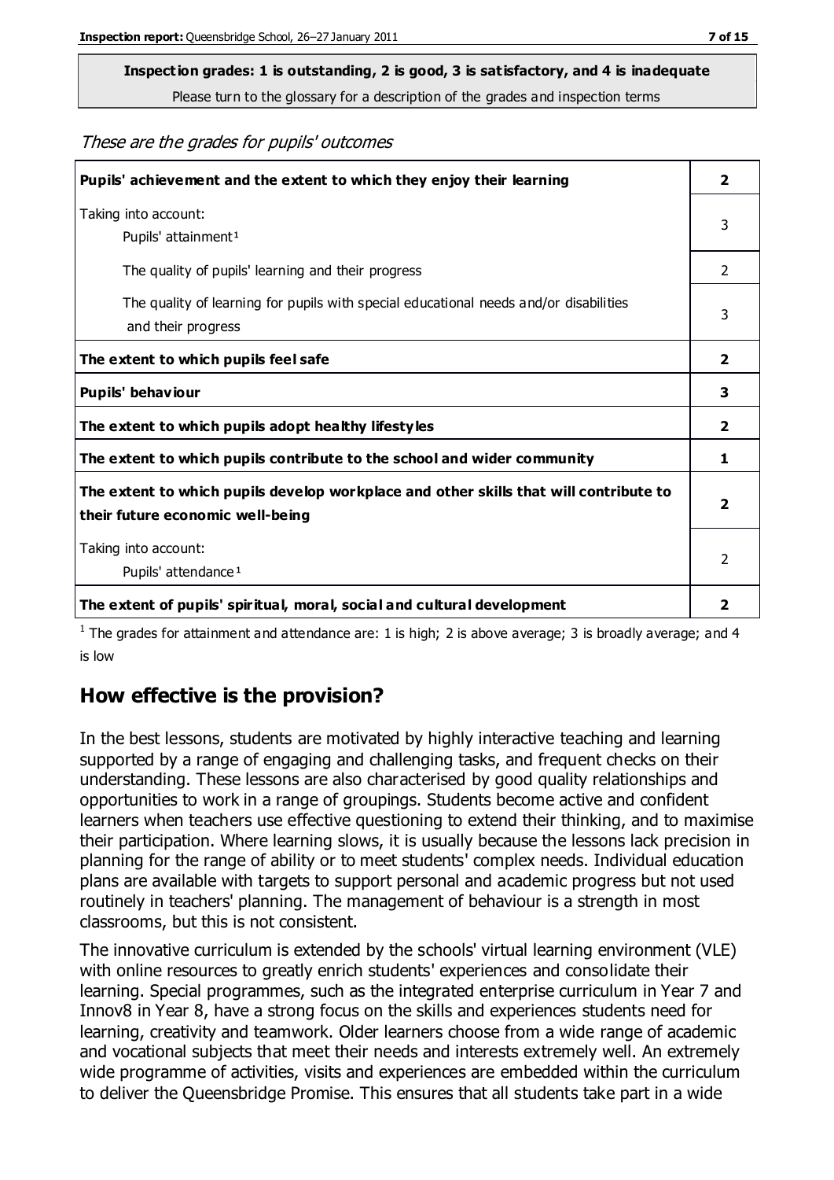**Inspection grades: 1 is outstanding, 2 is good, 3 is satisfactory, and 4 is inadequate**
Please turn to the glossary for a description of the grades and inspection terms

*These are the grades for pupils' outcomes*

| | |
|---|---|
| **Pupils' achievement and the extent to which they enjoy their learning** | **2** |
| Taking into account: Pupils' attainment[1] | 3 |
| The quality of pupils' learning and their progress | 2 |
| The quality of learning for pupils with special educational needs and/or disabilities and their progress | 3 |
| **The extent to which pupils feel safe** | **2** |
| **Pupils' behaviour** | **3** |
| **The extent to which pupils adopt healthy lifestyles** | **2** |
| **The extent to which pupils contribute to the school and wider community** | **1** |
| **The extent to which pupils develop workplace and other skills that will contribute to their future economic well-being** | **2** |
| Taking into account: Pupils' attendance[1] | 2 |
| **The extent of pupils' spiritual, moral, social and cultural development** | **2** |

[1] The grades for attainment and attendance are: 1 is high; 2 is above average; 3 is broadly average; and 4 is low

## How effective is the provision?

In the best lessons, students are motivated by highly interactive teaching and learning supported by a range of engaging and challenging tasks, and frequent checks on their understanding. These lessons are also characterised by good quality relationships and opportunities to work in a range of groupings. Students become active and confident learners when teachers use effective questioning to extend their thinking, and to maximise their participation. Where learning slows, it is usually because the lessons lack precision in planning for the range of ability or to meet students' complex needs. Individual education plans are available with targets to support personal and academic progress but not used routinely in teachers' planning. The management of behaviour is a strength in most classrooms, but this is not consistent.

The innovative curriculum is extended by the schools' virtual learning environment (VLE) with online resources to greatly enrich students' experiences and consolidate their learning. Special programmes, such as the integrated enterprise curriculum in Year 7 and Innov8 in Year 8, have a strong focus on the skills and experiences students need for learning, creativity and teamwork. Older learners choose from a wide range of academic and vocational subjects that meet their needs and interests extremely well. An extremely wide programme of activities, visits and experiences are embedded within the curriculum to deliver the Queensbridge Promise. This ensures that all students take part in a wide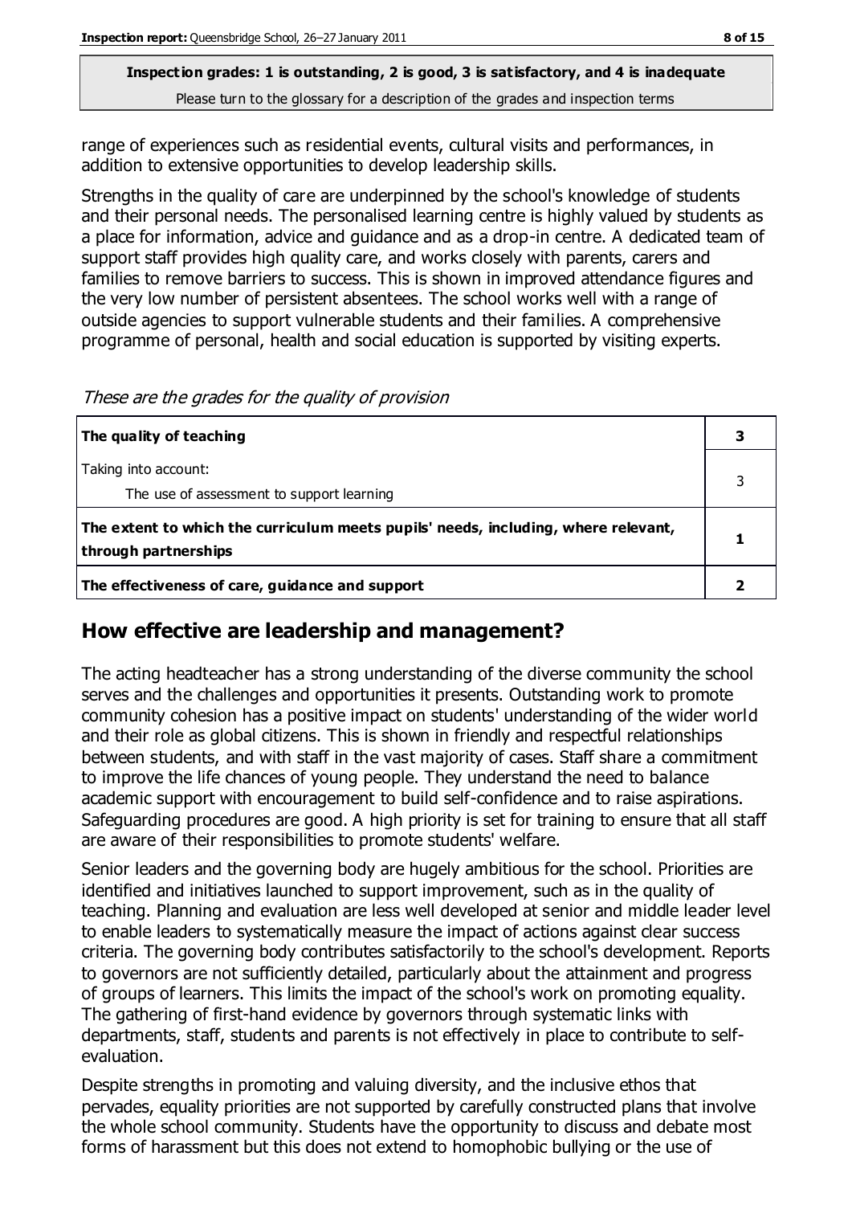**Inspection grades: 1 is outstanding, 2 is good, 3 is satisfactory, and 4 is inadequate**

Please turn to the glossary for a description of the grades and inspection terms

range of experiences such as residential events, cultural visits and performances, in addition to extensive opportunities to develop leadership skills.

Strengths in the quality of care are underpinned by the school's knowledge of students and their personal needs. The personalised learning centre is highly valued by students as a place for information, advice and guidance and as a drop-in centre. A dedicated team of support staff provides high quality care, and works closely with parents, carers and families to remove barriers to success. This is shown in improved attendance figures and the very low number of persistent absentees. The school works well with a range of outside agencies to support vulnerable students and their families. A comprehensive programme of personal, health and social education is supported by visiting experts.

*These are the grades for the quality of provision*

| | |
|---|---|
| **The quality of teaching** | **3** |
| Taking into account:<br>The use of assessment to support learning | 3 |
| **The extent to which the curriculum meets pupils' needs, including, where relevant, through partnerships** | **1** |
| **The effectiveness of care, guidance and support** | **2** |

## How effective are leadership and management?

The acting headteacher has a strong understanding of the diverse community the school serves and the challenges and opportunities it presents. Outstanding work to promote community cohesion has a positive impact on students' understanding of the wider world and their role as global citizens. This is shown in friendly and respectful relationships between students, and with staff in the vast majority of cases. Staff share a commitment to improve the life chances of young people. They understand the need to balance academic support with encouragement to build self-confidence and to raise aspirations. Safeguarding procedures are good. A high priority is set for training to ensure that all staff are aware of their responsibilities to promote students' welfare.

Senior leaders and the governing body are hugely ambitious for the school. Priorities are identified and initiatives launched to support improvement, such as in the quality of teaching. Planning and evaluation are less well developed at senior and middle leader level to enable leaders to systematically measure the impact of actions against clear success criteria. The governing body contributes satisfactorily to the school's development. Reports to governors are not sufficiently detailed, particularly about the attainment and progress of groups of learners. This limits the impact of the school's work on promoting equality. The gathering of first-hand evidence by governors through systematic links with departments, staff, students and parents is not effectively in place to contribute to self-evaluation.

Despite strengths in promoting and valuing diversity, and the inclusive ethos that pervades, equality priorities are not supported by carefully constructed plans that involve the whole school community. Students have the opportunity to discuss and debate most forms of harassment but this does not extend to homophobic bullying or the use of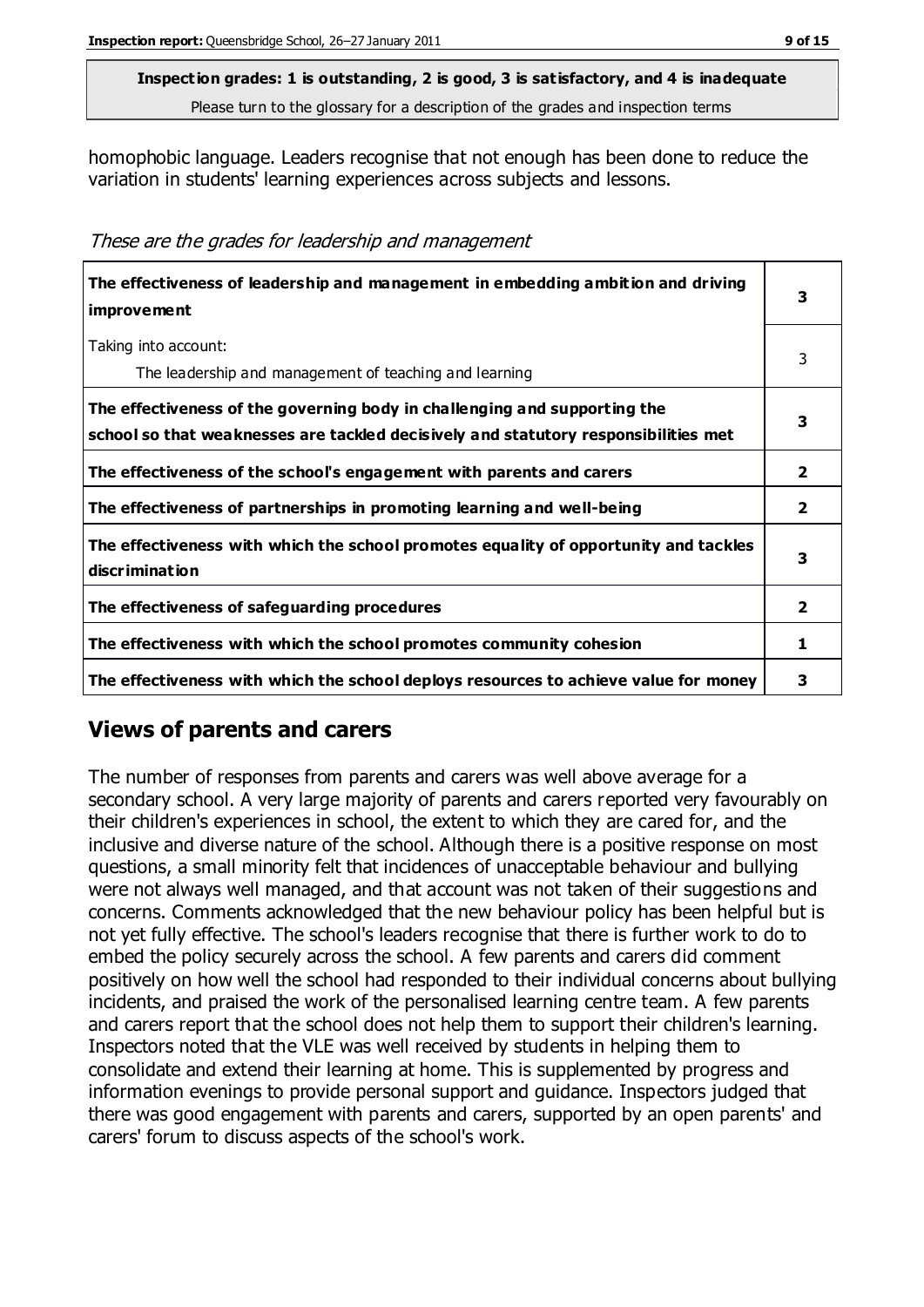**Inspection grades: 1 is outstanding, 2 is good, 3 is satisfactory, and 4 is inadequate**
Please turn to the glossary for a description of the grades and inspection terms

homophobic language. Leaders recognise that not enough has been done to reduce the variation in students' learning experiences across subjects and lessons.

*These are the grades for leadership and management*

| | |
|---|---|
| **The effectiveness of leadership and management in embedding ambition and driving improvement** | **3** |
| Taking into account: The leadership and management of teaching and learning | 3 |
| **The effectiveness of the governing body in challenging and supporting the school so that weaknesses are tackled decisively and statutory responsibilities met** | **3** |
| **The effectiveness of the school's engagement with parents and carers** | **2** |
| **The effectiveness of partnerships in promoting learning and well-being** | **2** |
| **The effectiveness with which the school promotes equality of opportunity and tackles discrimination** | **3** |
| **The effectiveness of safeguarding procedures** | **2** |
| **The effectiveness with which the school promotes community cohesion** | **1** |
| **The effectiveness with which the school deploys resources to achieve value for money** | **3** |

## Views of parents and carers

The number of responses from parents and carers was well above average for a secondary school. A very large majority of parents and carers reported very favourably on their children's experiences in school, the extent to which they are cared for, and the inclusive and diverse nature of the school. Although there is a positive response on most questions, a small minority felt that incidences of unacceptable behaviour and bullying were not always well managed, and that account was not taken of their suggestions and concerns. Comments acknowledged that the new behaviour policy has been helpful but is not yet fully effective. The school's leaders recognise that there is further work to do to embed the policy securely across the school. A few parents and carers did comment positively on how well the school had responded to their individual concerns about bullying incidents, and praised the work of the personalised learning centre team. A few parents and carers report that the school does not help them to support their children's learning. Inspectors noted that the VLE was well received by students in helping them to consolidate and extend their learning at home. This is supplemented by progress and information evenings to provide personal support and guidance. Inspectors judged that there was good engagement with parents and carers, supported by an open parents' and carers' forum to discuss aspects of the school's work.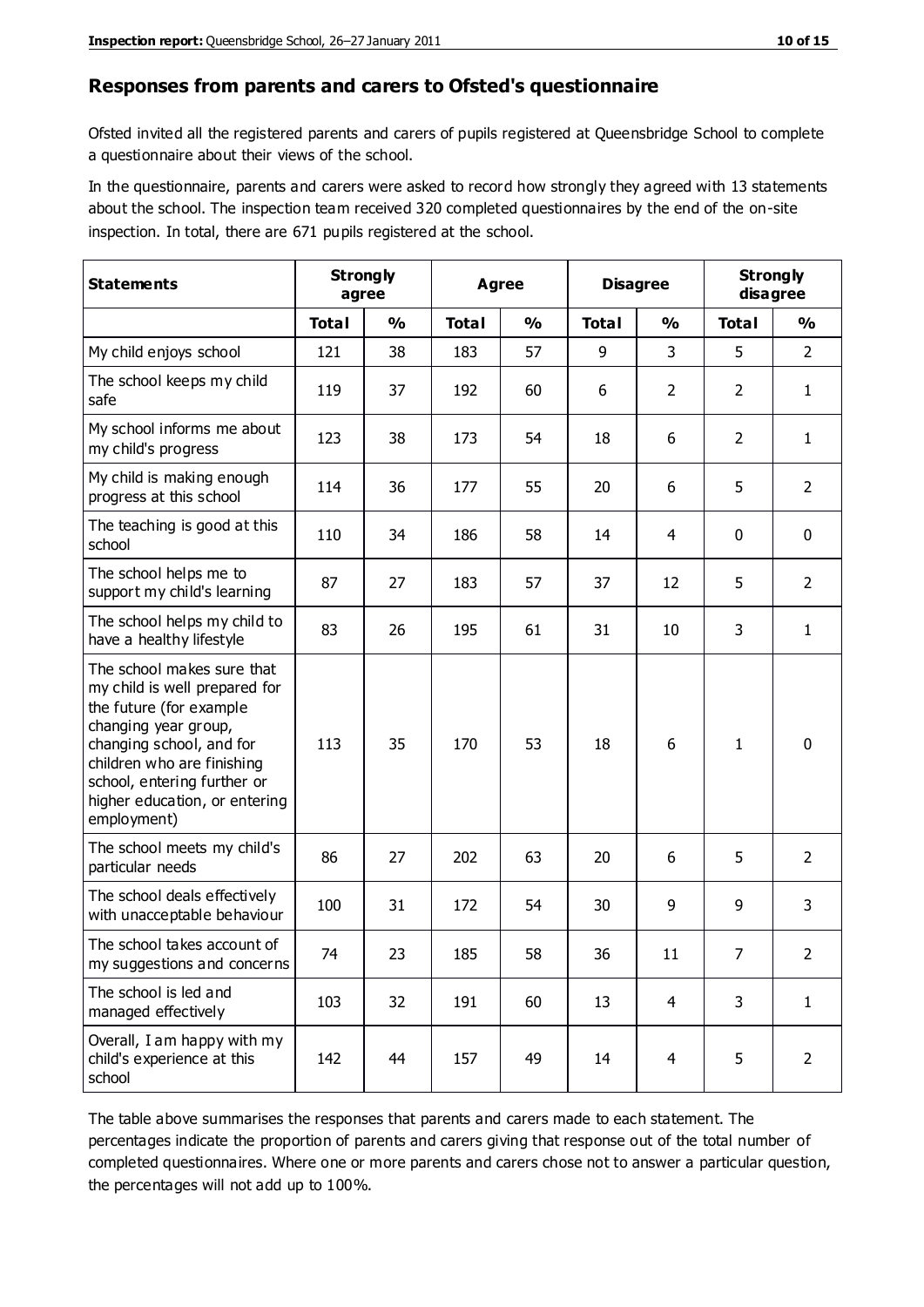## Responses from parents and carers to Ofsted's questionnaire

Ofsted invited all the registered parents and carers of pupils registered at Queensbridge School to complete a questionnaire about their views of the school.

In the questionnaire, parents and carers were asked to record how strongly they agreed with 13 statements about the school. The inspection team received 320 completed questionnaires by the end of the on-site inspection. In total, there are 671 pupils registered at the school.

| Statements | Strongly agree | | Agree | | Disagree | | Strongly disagree | |
|---|---|---|---|---|---|---|---|---|
| | Total | % | Total | % | Total | % | Total | % |
| My child enjoys school | 121 | 38 | 183 | 57 | 9 | 3 | 5 | 2 |
| The school keeps my child safe | 119 | 37 | 192 | 60 | 6 | 2 | 2 | 1 |
| My school informs me about my child's progress | 123 | 38 | 173 | 54 | 18 | 6 | 2 | 1 |
| My child is making enough progress at this school | 114 | 36 | 177 | 55 | 20 | 6 | 5 | 2 |
| The teaching is good at this school | 110 | 34 | 186 | 58 | 14 | 4 | 0 | 0 |
| The school helps me to support my child's learning | 87 | 27 | 183 | 57 | 37 | 12 | 5 | 2 |
| The school helps my child to have a healthy lifestyle | 83 | 26 | 195 | 61 | 31 | 10 | 3 | 1 |
| The school makes sure that my child is well prepared for the future (for example changing year group, changing school, and for children who are finishing school, entering further or higher education, or entering employment) | 113 | 35 | 170 | 53 | 18 | 6 | 1 | 0 |
| The school meets my child's particular needs | 86 | 27 | 202 | 63 | 20 | 6 | 5 | 2 |
| The school deals effectively with unacceptable behaviour | 100 | 31 | 172 | 54 | 30 | 9 | 9 | 3 |
| The school takes account of my suggestions and concerns | 74 | 23 | 185 | 58 | 36 | 11 | 7 | 2 |
| The school is led and managed effectively | 103 | 32 | 191 | 60 | 13 | 4 | 3 | 1 |
| Overall, I am happy with my child's experience at this school | 142 | 44 | 157 | 49 | 14 | 4 | 5 | 2 |

The table above summarises the responses that parents and carers made to each statement. The percentages indicate the proportion of parents and carers giving that response out of the total number of completed questionnaires. Where one or more parents and carers chose not to answer a particular question, the percentages will not add up to 100%.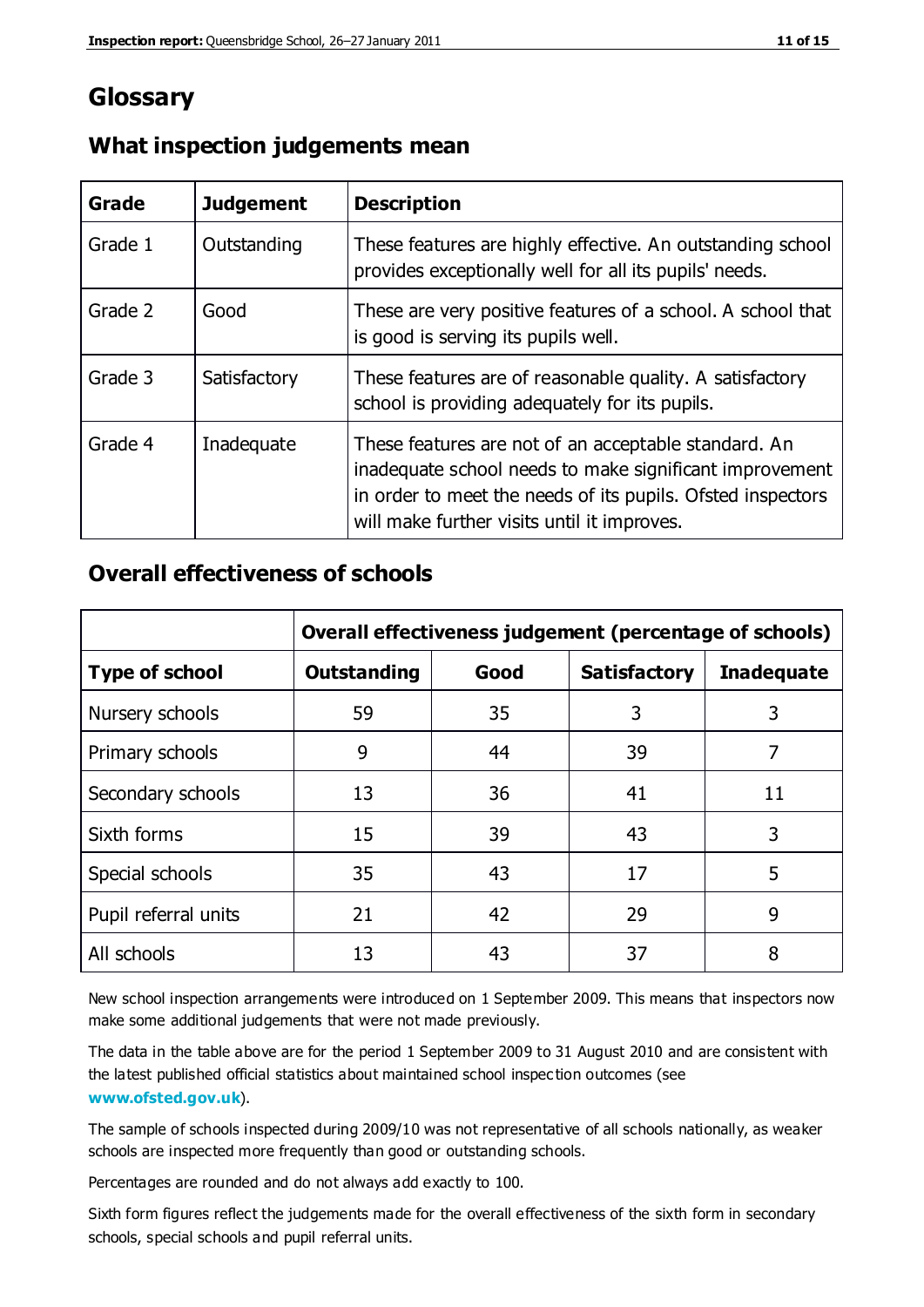# Glossary

## What inspection judgements mean

| Grade | Judgement | Description |
|---|---|---|
| Grade 1 | Outstanding | These features are highly effective. An outstanding school provides exceptionally well for all its pupils' needs. |
| Grade 2 | Good | These are very positive features of a school. A school that is good is serving its pupils well. |
| Grade 3 | Satisfactory | These features are of reasonable quality. A satisfactory school is providing adequately for its pupils. |
| Grade 4 | Inadequate | These features are not of an acceptable standard. An inadequate school needs to make significant improvement in order to meet the needs of its pupils. Ofsted inspectors will make further visits until it improves. |

## Overall effectiveness of schools

| | Overall effectiveness judgement (percentage of schools) | | | |
|---|---|---|---|---|
| **Type of school** | **Outstanding** | **Good** | **Satisfactory** | **Inadequate** |
| Nursery schools | 59 | 35 | 3 | 3 |
| Primary schools | 9 | 44 | 39 | 7 |
| Secondary schools | 13 | 36 | 41 | 11 |
| Sixth forms | 15 | 39 | 43 | 3 |
| Special schools | 35 | 43 | 17 | 5 |
| Pupil referral units | 21 | 42 | 29 | 9 |
| All schools | 13 | 43 | 37 | 8 |

New school inspection arrangements were introduced on 1 September 2009. This means that inspectors now make some additional judgements that were not made previously.

The data in the table above are for the period 1 September 2009 to 31 August 2010 and are consistent with the latest published official statistics about maintained school inspection outcomes (see **www.ofsted.gov.uk**).

The sample of schools inspected during 2009/10 was not representative of all schools nationally, as weaker schools are inspected more frequently than good or outstanding schools.

Percentages are rounded and do not always add exactly to 100.

Sixth form figures reflect the judgements made for the overall effectiveness of the sixth form in secondary schools, special schools and pupil referral units.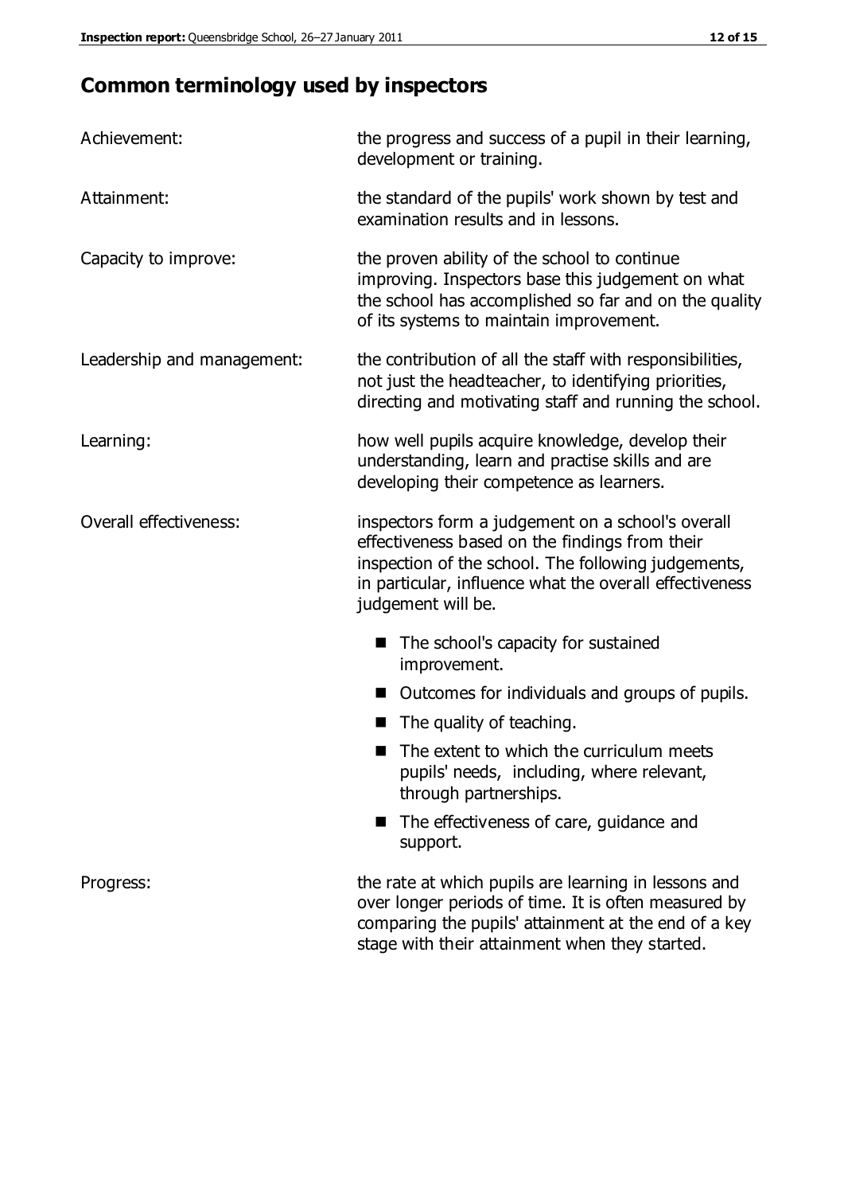# Common terminology used by inspectors

| | |
|---|---|
| Achievement: | the progress and success of a pupil in their learning, development or training. |
| Attainment: | the standard of the pupils' work shown by test and examination results and in lessons. |
| Capacity to improve: | the proven ability of the school to continue improving. Inspectors base this judgement on what the school has accomplished so far and on the quality of its systems to maintain improvement. |
| Leadership and management: | the contribution of all the staff with responsibilities, not just the headteacher, to identifying priorities, directing and motivating staff and running the school. |
| Learning: | how well pupils acquire knowledge, develop their understanding, learn and practise skills and are developing their competence as learners. |
| Overall effectiveness: | inspectors form a judgement on a school's overall effectiveness based on the findings from their inspection of the school. The following judgements, in particular, influence what the overall effectiveness judgement will be. |

- The school's capacity for sustained improvement.
- Outcomes for individuals and groups of pupils.
- The quality of teaching.
- The extent to which the curriculum meets pupils' needs, including, where relevant, through partnerships.
- The effectiveness of care, guidance and support.

| | |
|---|---|
| Progress: | the rate at which pupils are learning in lessons and over longer periods of time. It is often measured by comparing the pupils' attainment at the end of a key stage with their attainment when they started. |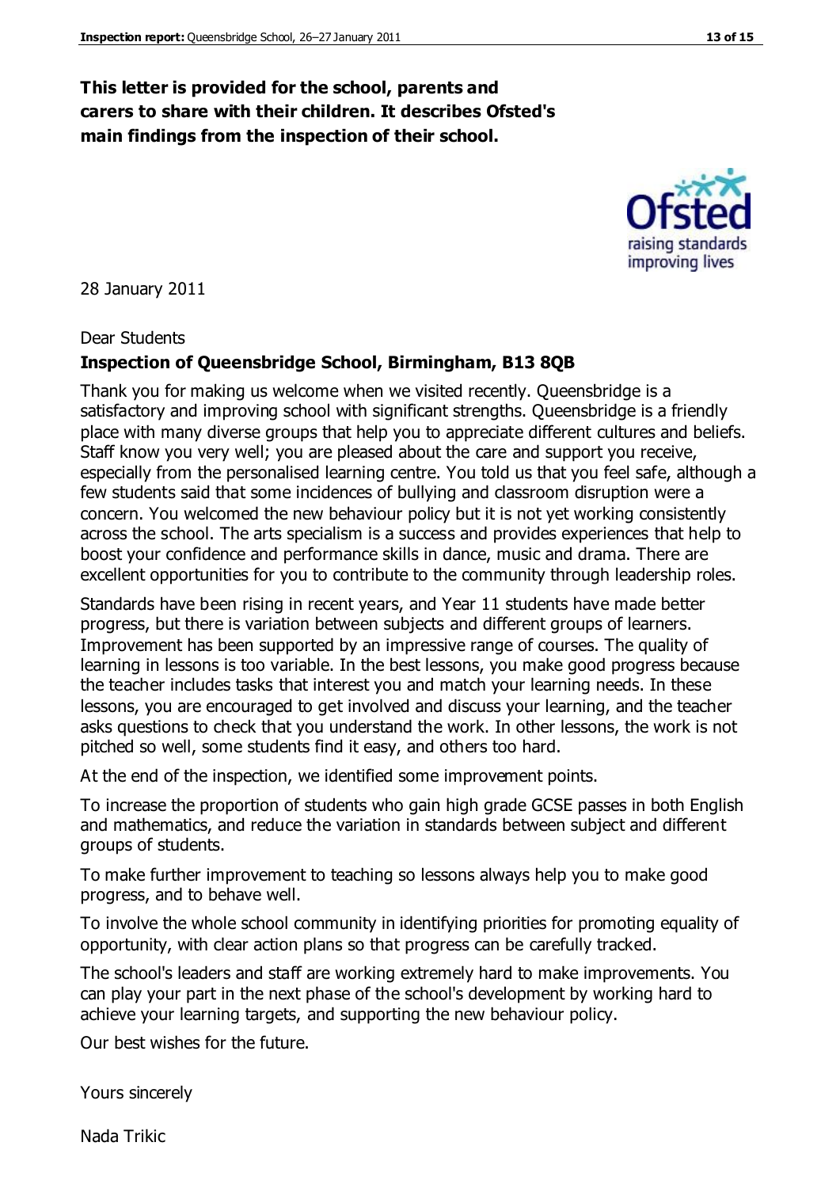**This letter is provided for the school, parents and carers to share with their children. It describes Ofsted's main findings from the inspection of their school.**

28 January 2011

Dear Students

**Inspection of Queensbridge School, Birmingham, B13 8QB**

Thank you for making us welcome when we visited recently. Queensbridge is a satisfactory and improving school with significant strengths. Queensbridge is a friendly place with many diverse groups that help you to appreciate different cultures and beliefs. Staff know you very well; you are pleased about the care and support you receive, especially from the personalised learning centre. You told us that you feel safe, although a few students said that some incidences of bullying and classroom disruption were a concern. You welcomed the new behaviour policy but it is not yet working consistently across the school. The arts specialism is a success and provides experiences that help to boost your confidence and performance skills in dance, music and drama. There are excellent opportunities for you to contribute to the community through leadership roles.

Standards have been rising in recent years, and Year 11 students have made better progress, but there is variation between subjects and different groups of learners. Improvement has been supported by an impressive range of courses. The quality of learning in lessons is too variable. In the best lessons, you make good progress because the teacher includes tasks that interest you and match your learning needs. In these lessons, you are encouraged to get involved and discuss your learning, and the teacher asks questions to check that you understand the work. In other lessons, the work is not pitched so well, some students find it easy, and others too hard.

At the end of the inspection, we identified some improvement points.

To increase the proportion of students who gain high grade GCSE passes in both English and mathematics, and reduce the variation in standards between subject and different groups of students.

To make further improvement to teaching so lessons always help you to make good progress, and to behave well.

To involve the whole school community in identifying priorities for promoting equality of opportunity, with clear action plans so that progress can be carefully tracked.

The school's leaders and staff are working extremely hard to make improvements. You can play your part in the next phase of the school's development by working hard to achieve your learning targets, and supporting the new behaviour policy.

Our best wishes for the future.

Yours sincerely

Nada Trikic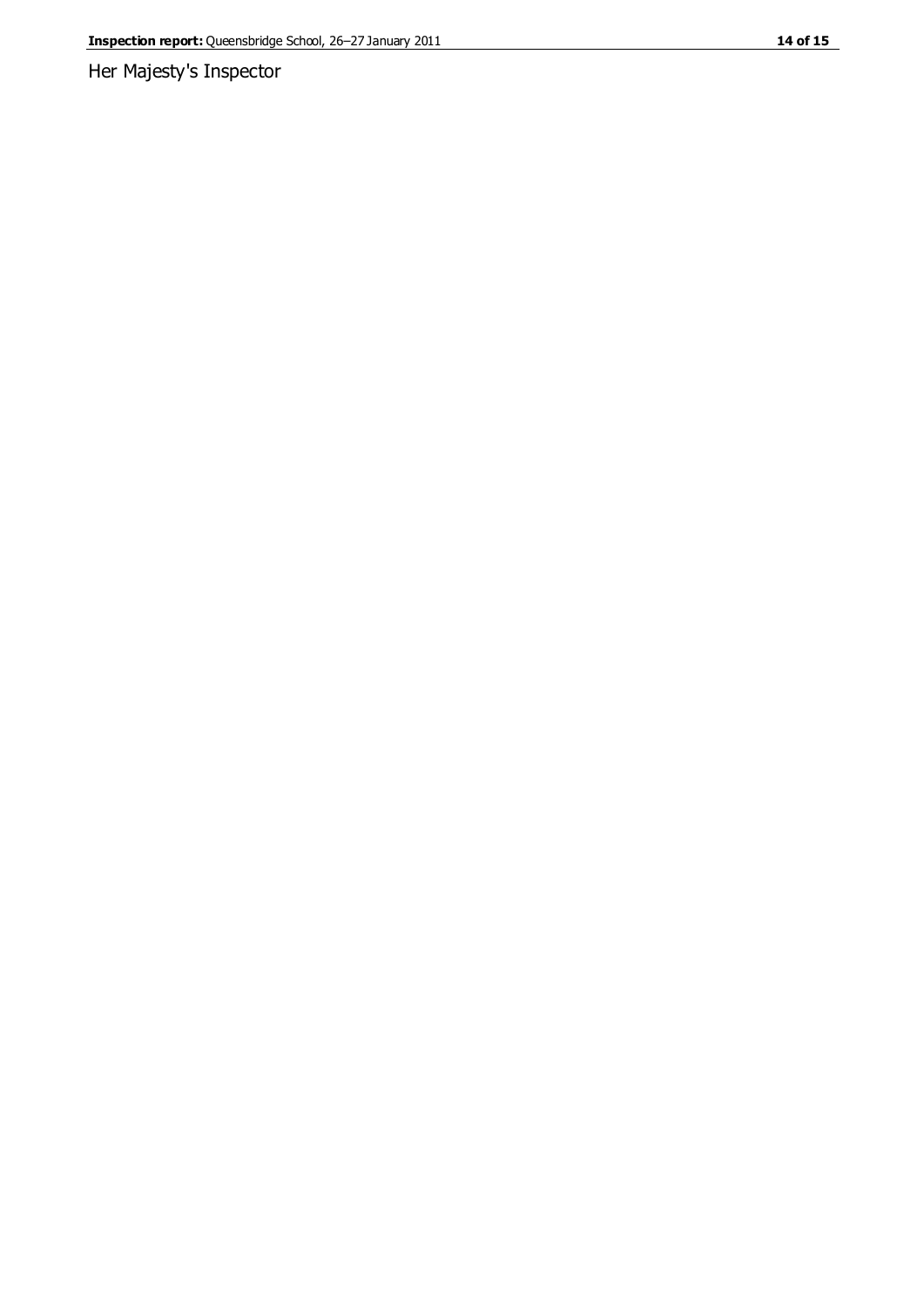Her Majesty's Inspector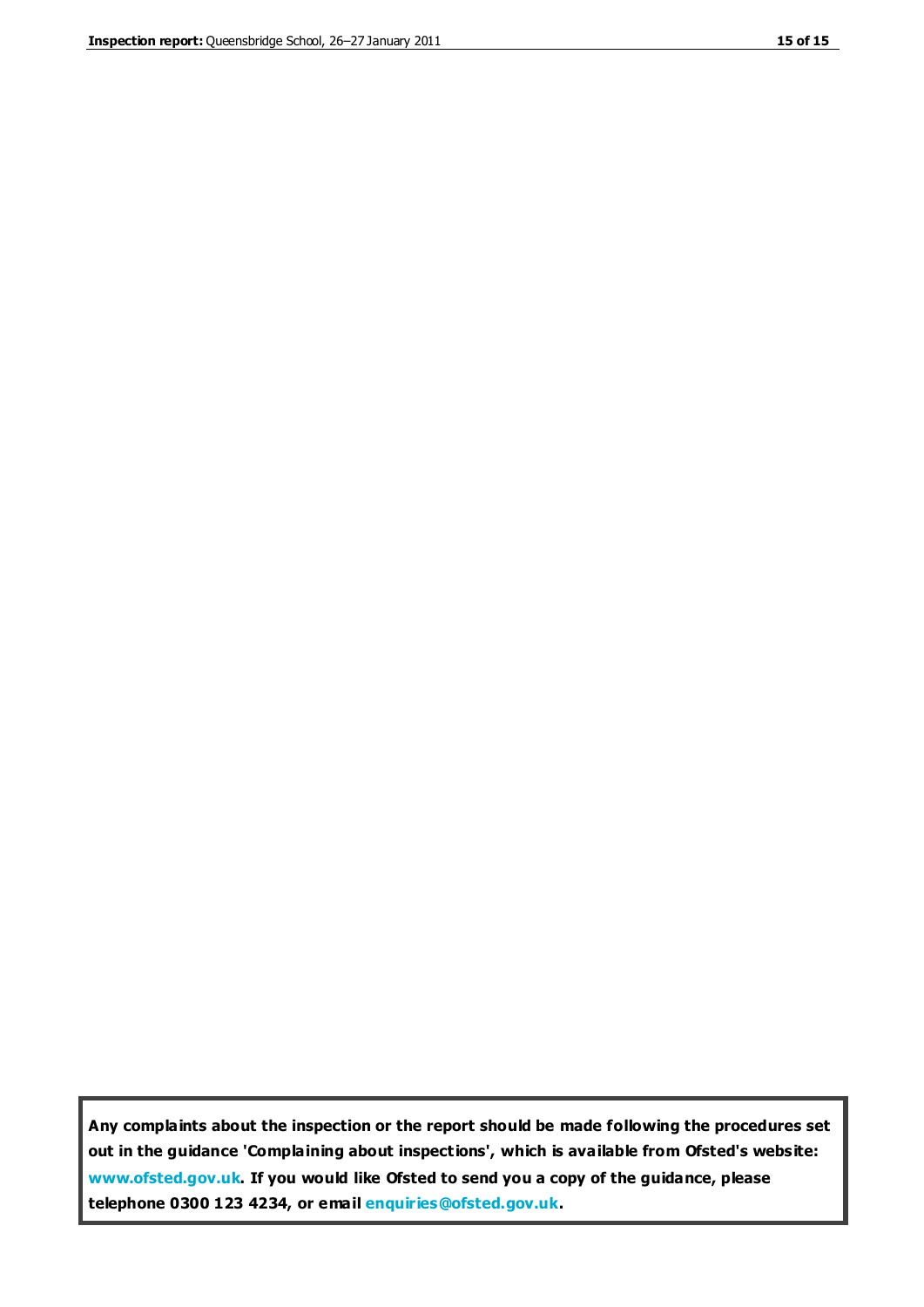**Any complaints about the inspection or the report should be made following the procedures set out in the guidance 'Complaining about inspections', which is available from Ofsted's website: www.ofsted.gov.uk. If you would like Ofsted to send you a copy of the guidance, please telephone 0300 123 4234, or email enquiries@ofsted.gov.uk.**